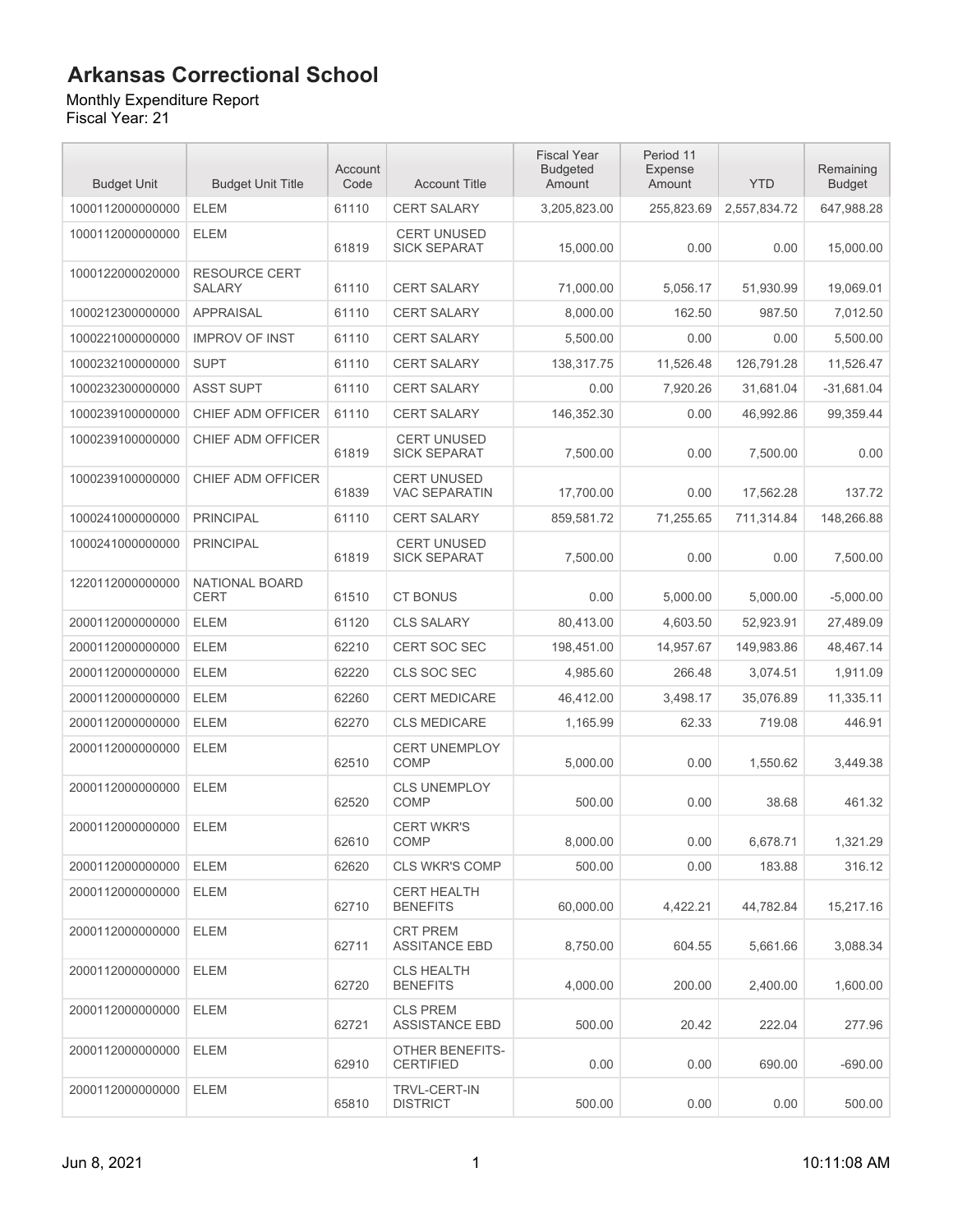# Arkansas Correctional School

Monthly Expenditure Report
Fiscal Year: 21

| Budget Unit | Budget Unit Title | Account Code | Account Title | Fiscal Year Budgeted Amount | Period 11 Expense Amount | YTD | Remaining Budget |
|---|---|---|---|---|---|---|---|
| 1000112000000000 | ELEM | 61110 | CERT SALARY | 3,205,823.00 | 255,823.69 | 2,557,834.72 | 647,988.28 |
| 1000112000000000 | ELEM | 61819 | CERT UNUSED SICK SEPARAT | 15,000.00 | 0.00 | 0.00 | 15,000.00 |
| 1000122000020000 | RESOURCE CERT SALARY | 61110 | CERT SALARY | 71,000.00 | 5,056.17 | 51,930.99 | 19,069.01 |
| 1000212300000000 | APPRAISAL | 61110 | CERT SALARY | 8,000.00 | 162.50 | 987.50 | 7,012.50 |
| 1000221000000000 | IMPROV OF INST | 61110 | CERT SALARY | 5,500.00 | 0.00 | 0.00 | 5,500.00 |
| 1000232100000000 | SUPT | 61110 | CERT SALARY | 138,317.75 | 11,526.48 | 126,791.28 | 11,526.47 |
| 1000232300000000 | ASST SUPT | 61110 | CERT SALARY | 0.00 | 7,920.26 | 31,681.04 | -31,681.04 |
| 1000239100000000 | CHIEF ADM OFFICER | 61110 | CERT SALARY | 146,352.30 | 0.00 | 46,992.86 | 99,359.44 |
| 1000239100000000 | CHIEF ADM OFFICER | 61819 | CERT UNUSED SICK SEPARAT | 7,500.00 | 0.00 | 7,500.00 | 0.00 |
| 1000239100000000 | CHIEF ADM OFFICER | 61839 | CERT UNUSED VAC SEPARATIN | 17,700.00 | 0.00 | 17,562.28 | 137.72 |
| 1000241000000000 | PRINCIPAL | 61110 | CERT SALARY | 859,581.72 | 71,255.65 | 711,314.84 | 148,266.88 |
| 1000241000000000 | PRINCIPAL | 61819 | CERT UNUSED SICK SEPARAT | 7,500.00 | 0.00 | 0.00 | 7,500.00 |
| 1220112000000000 | NATIONAL BOARD CERT | 61510 | CT BONUS | 0.00 | 5,000.00 | 5,000.00 | -5,000.00 |
| 2000112000000000 | ELEM | 61120 | CLS SALARY | 80,413.00 | 4,603.50 | 52,923.91 | 27,489.09 |
| 2000112000000000 | ELEM | 62210 | CERT SOC SEC | 198,451.00 | 14,957.67 | 149,983.86 | 48,467.14 |
| 2000112000000000 | ELEM | 62220 | CLS SOC SEC | 4,985.60 | 266.48 | 3,074.51 | 1,911.09 |
| 2000112000000000 | ELEM | 62260 | CERT MEDICARE | 46,412.00 | 3,498.17 | 35,076.89 | 11,335.11 |
| 2000112000000000 | ELEM | 62270 | CLS MEDICARE | 1,165.99 | 62.33 | 719.08 | 446.91 |
| 2000112000000000 | ELEM | 62510 | CERT UNEMPLOY COMP | 5,000.00 | 0.00 | 1,550.62 | 3,449.38 |
| 2000112000000000 | ELEM | 62520 | CLS UNEMPLOY COMP | 500.00 | 0.00 | 38.68 | 461.32 |
| 2000112000000000 | ELEM | 62610 | CERT WKR'S COMP | 8,000.00 | 0.00 | 6,678.71 | 1,321.29 |
| 2000112000000000 | ELEM | 62620 | CLS WKR'S COMP | 500.00 | 0.00 | 183.88 | 316.12 |
| 2000112000000000 | ELEM | 62710 | CERT HEALTH BENEFITS | 60,000.00 | 4,422.21 | 44,782.84 | 15,217.16 |
| 2000112000000000 | ELEM | 62711 | CRT PREM ASSITANCE EBD | 8,750.00 | 604.55 | 5,661.66 | 3,088.34 |
| 2000112000000000 | ELEM | 62720 | CLS HEALTH BENEFITS | 4,000.00 | 200.00 | 2,400.00 | 1,600.00 |
| 2000112000000000 | ELEM | 62721 | CLS PREM ASSISTANCE EBD | 500.00 | 20.42 | 222.04 | 277.96 |
| 2000112000000000 | ELEM | 62910 | OTHER BENEFITS-CERTIFIED | 0.00 | 0.00 | 690.00 | -690.00 |
| 2000112000000000 | ELEM | 65810 | TRVL-CERT-IN DISTRICT | 500.00 | 0.00 | 0.00 | 500.00 |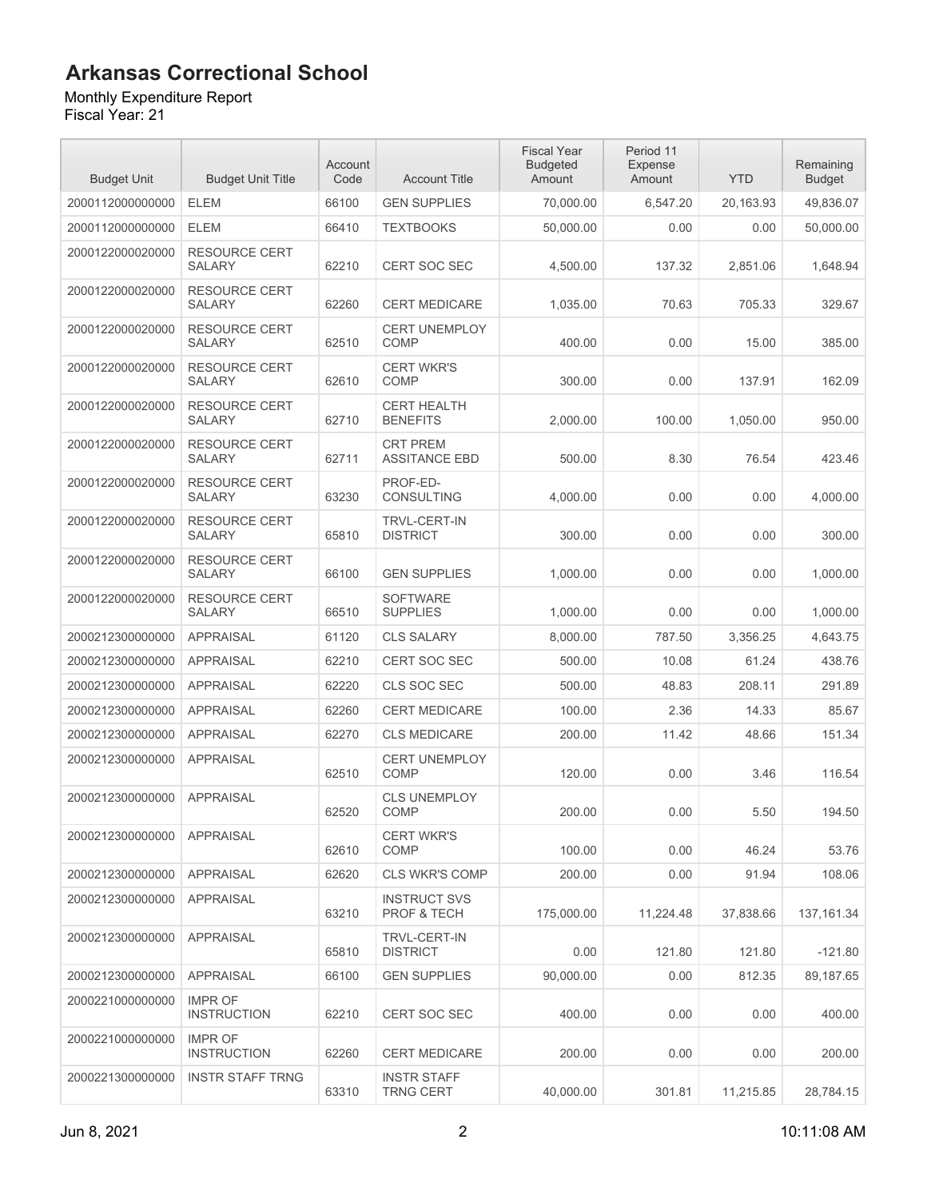# Arkansas Correctional School

Monthly Expenditure Report
Fiscal Year: 21

| Budget Unit | Budget Unit Title | Account Code | Account Title | Fiscal Year Budgeted Amount | Period 11 Expense Amount | YTD | Remaining Budget |
|---|---|---|---|---|---|---|---|
| 2000112000000000 | ELEM | 66100 | GEN SUPPLIES | 70,000.00 | 6,547.20 | 20,163.93 | 49,836.07 |
| 2000112000000000 | ELEM | 66410 | TEXTBOOKS | 50,000.00 | 0.00 | 0.00 | 50,000.00 |
| 2000122000020000 | RESOURCE CERT SALARY | 62210 | CERT SOC SEC | 4,500.00 | 137.32 | 2,851.06 | 1,648.94 |
| 2000122000020000 | RESOURCE CERT SALARY | 62260 | CERT MEDICARE | 1,035.00 | 70.63 | 705.33 | 329.67 |
| 2000122000020000 | RESOURCE CERT SALARY | 62510 | CERT UNEMPLOY COMP | 400.00 | 0.00 | 15.00 | 385.00 |
| 2000122000020000 | RESOURCE CERT SALARY | 62610 | CERT WKR'S COMP | 300.00 | 0.00 | 137.91 | 162.09 |
| 2000122000020000 | RESOURCE CERT SALARY | 62710 | CERT HEALTH BENEFITS | 2,000.00 | 100.00 | 1,050.00 | 950.00 |
| 2000122000020000 | RESOURCE CERT SALARY | 62711 | CRT PREM ASSITANCE EBD | 500.00 | 8.30 | 76.54 | 423.46 |
| 2000122000020000 | RESOURCE CERT SALARY | 63230 | PROF-ED-CONSULTING | 4,000.00 | 0.00 | 0.00 | 4,000.00 |
| 2000122000020000 | RESOURCE CERT SALARY | 65810 | TRVL-CERT-IN DISTRICT | 300.00 | 0.00 | 0.00 | 300.00 |
| 2000122000020000 | RESOURCE CERT SALARY | 66100 | GEN SUPPLIES | 1,000.00 | 0.00 | 0.00 | 1,000.00 |
| 2000122000020000 | RESOURCE CERT SALARY | 66510 | SOFTWARE SUPPLIES | 1,000.00 | 0.00 | 0.00 | 1,000.00 |
| 2000212300000000 | APPRAISAL | 61120 | CLS SALARY | 8,000.00 | 787.50 | 3,356.25 | 4,643.75 |
| 2000212300000000 | APPRAISAL | 62210 | CERT SOC SEC | 500.00 | 10.08 | 61.24 | 438.76 |
| 2000212300000000 | APPRAISAL | 62220 | CLS SOC SEC | 500.00 | 48.83 | 208.11 | 291.89 |
| 2000212300000000 | APPRAISAL | 62260 | CERT MEDICARE | 100.00 | 2.36 | 14.33 | 85.67 |
| 2000212300000000 | APPRAISAL | 62270 | CLS MEDICARE | 200.00 | 11.42 | 48.66 | 151.34 |
| 2000212300000000 | APPRAISAL | 62510 | CERT UNEMPLOY COMP | 120.00 | 0.00 | 3.46 | 116.54 |
| 2000212300000000 | APPRAISAL | 62520 | CLS UNEMPLOY COMP | 200.00 | 0.00 | 5.50 | 194.50 |
| 2000212300000000 | APPRAISAL | 62610 | CERT WKR'S COMP | 100.00 | 0.00 | 46.24 | 53.76 |
| 2000212300000000 | APPRAISAL | 62620 | CLS WKR'S COMP | 200.00 | 0.00 | 91.94 | 108.06 |
| 2000212300000000 | APPRAISAL | 63210 | INSTRUCT SVS PROF & TECH | 175,000.00 | 11,224.48 | 37,838.66 | 137,161.34 |
| 2000212300000000 | APPRAISAL | 65810 | TRVL-CERT-IN DISTRICT | 0.00 | 121.80 | 121.80 | -121.80 |
| 2000212300000000 | APPRAISAL | 66100 | GEN SUPPLIES | 90,000.00 | 0.00 | 812.35 | 89,187.65 |
| 2000221000000000 | IMPR OF INSTRUCTION | 62210 | CERT SOC SEC | 400.00 | 0.00 | 0.00 | 400.00 |
| 2000221000000000 | IMPR OF INSTRUCTION | 62260 | CERT MEDICARE | 200.00 | 0.00 | 0.00 | 200.00 |
| 2000221300000000 | INSTR STAFF TRNG | 63310 | INSTR STAFF TRNG CERT | 40,000.00 | 301.81 | 11,215.85 | 28,784.15 |

Jun 8, 2021 10:11:08 AM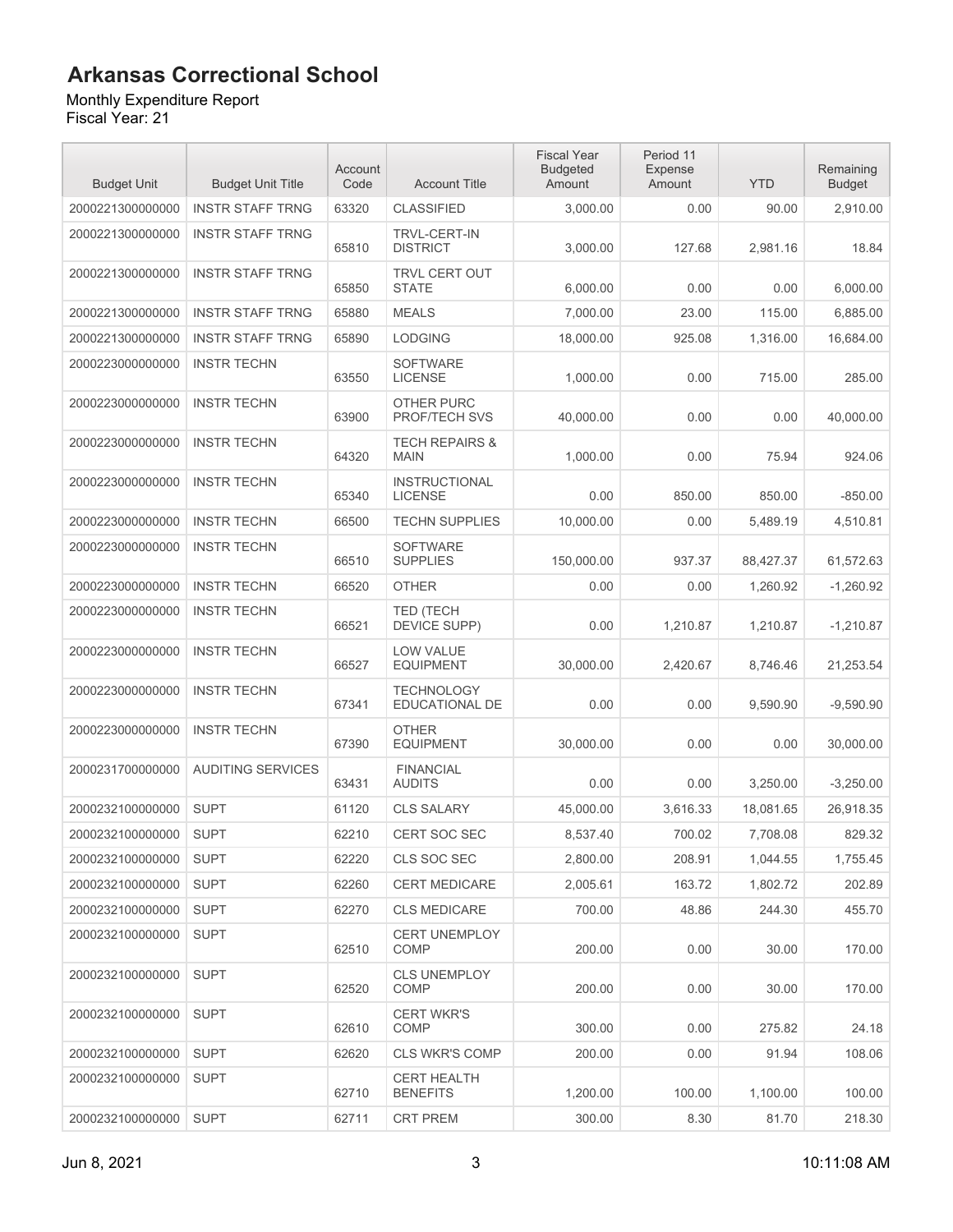# Arkansas Correctional School

Monthly Expenditure Report
Fiscal Year: 21

| Budget Unit | Budget Unit Title | Account Code | Account Title | Fiscal Year Budgeted Amount | Period 11 Expense Amount | YTD | Remaining Budget |
|---|---|---|---|---|---|---|---|
| 2000221300000000 | INSTR STAFF TRNG | 63320 | CLASSIFIED | 3,000.00 | 0.00 | 90.00 | 2,910.00 |
| 2000221300000000 | INSTR STAFF TRNG | 65810 | TRVL-CERT-IN DISTRICT | 3,000.00 | 127.68 | 2,981.16 | 18.84 |
| 2000221300000000 | INSTR STAFF TRNG | 65850 | TRVL CERT OUT STATE | 6,000.00 | 0.00 | 0.00 | 6,000.00 |
| 2000221300000000 | INSTR STAFF TRNG | 65880 | MEALS | 7,000.00 | 23.00 | 115.00 | 6,885.00 |
| 2000221300000000 | INSTR STAFF TRNG | 65890 | LODGING | 18,000.00 | 925.08 | 1,316.00 | 16,684.00 |
| 2000223000000000 | INSTR TECHN | 63550 | SOFTWARE LICENSE | 1,000.00 | 0.00 | 715.00 | 285.00 |
| 2000223000000000 | INSTR TECHN | 63900 | OTHER PURC PROF/TECH SVS | 40,000.00 | 0.00 | 0.00 | 40,000.00 |
| 2000223000000000 | INSTR TECHN | 64320 | TECH REPAIRS & MAIN | 1,000.00 | 0.00 | 75.94 | 924.06 |
| 2000223000000000 | INSTR TECHN | 65340 | INSTRUCTIONAL LICENSE | 0.00 | 850.00 | 850.00 | -850.00 |
| 2000223000000000 | INSTR TECHN | 66500 | TECHN SUPPLIES | 10,000.00 | 0.00 | 5,489.19 | 4,510.81 |
| 2000223000000000 | INSTR TECHN | 66510 | SOFTWARE SUPPLIES | 150,000.00 | 937.37 | 88,427.37 | 61,572.63 |
| 2000223000000000 | INSTR TECHN | 66520 | OTHER | 0.00 | 0.00 | 1,260.92 | -1,260.92 |
| 2000223000000000 | INSTR TECHN | 66521 | TED (TECH DEVICE SUPP) | 0.00 | 1,210.87 | 1,210.87 | -1,210.87 |
| 2000223000000000 | INSTR TECHN | 66527 | LOW VALUE EQUIPMENT | 30,000.00 | 2,420.67 | 8,746.46 | 21,253.54 |
| 2000223000000000 | INSTR TECHN | 67341 | TECHNOLOGY EDUCATIONAL DE | 0.00 | 0.00 | 9,590.90 | -9,590.90 |
| 2000223000000000 | INSTR TECHN | 67390 | OTHER EQUIPMENT | 30,000.00 | 0.00 | 0.00 | 30,000.00 |
| 2000231700000000 | AUDITING SERVICES | 63431 | FINANCIAL AUDITS | 0.00 | 0.00 | 3,250.00 | -3,250.00 |
| 2000232100000000 | SUPT | 61120 | CLS SALARY | 45,000.00 | 3,616.33 | 18,081.65 | 26,918.35 |
| 2000232100000000 | SUPT | 62210 | CERT SOC SEC | 8,537.40 | 700.02 | 7,708.08 | 829.32 |
| 2000232100000000 | SUPT | 62220 | CLS SOC SEC | 2,800.00 | 208.91 | 1,044.55 | 1,755.45 |
| 2000232100000000 | SUPT | 62260 | CERT MEDICARE | 2,005.61 | 163.72 | 1,802.72 | 202.89 |
| 2000232100000000 | SUPT | 62270 | CLS MEDICARE | 700.00 | 48.86 | 244.30 | 455.70 |
| 2000232100000000 | SUPT | 62510 | CERT UNEMPLOY COMP | 200.00 | 0.00 | 30.00 | 170.00 |
| 2000232100000000 | SUPT | 62520 | CLS UNEMPLOY COMP | 200.00 | 0.00 | 30.00 | 170.00 |
| 2000232100000000 | SUPT | 62610 | CERT WKR'S COMP | 300.00 | 0.00 | 275.82 | 24.18 |
| 2000232100000000 | SUPT | 62620 | CLS WKR'S COMP | 200.00 | 0.00 | 91.94 | 108.06 |
| 2000232100000000 | SUPT | 62710 | CERT HEALTH BENEFITS | 1,200.00 | 100.00 | 1,100.00 | 100.00 |
| 2000232100000000 | SUPT | 62711 | CRT PREM | 300.00 | 8.30 | 81.70 | 218.30 |

Jun 8, 2021 10:11:08 AM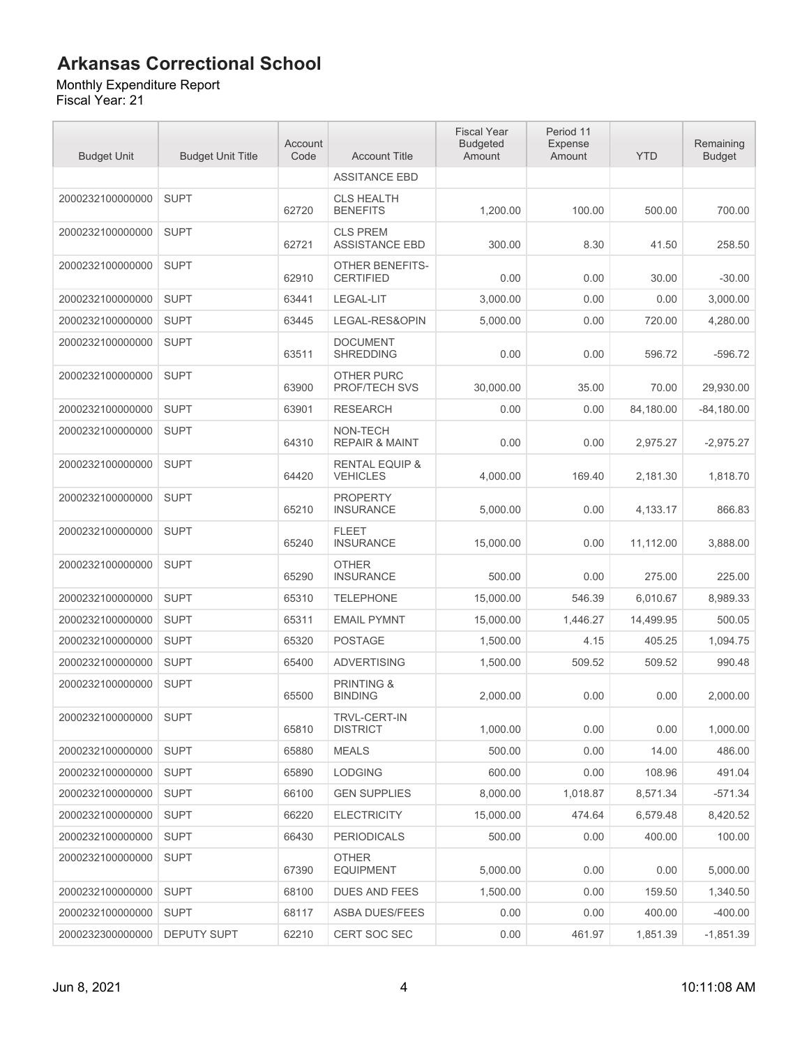# Arkansas Correctional School

Monthly Expenditure Report
Fiscal Year: 21

| Budget Unit | Budget Unit Title | Account Code | Account Title | Fiscal Year Budgeted Amount | Period 11 Expense Amount | YTD | Remaining Budget |
|---|---|---|---|---|---|---|---|
| | | | ASSITANCE EBD | | | | |
| 2000232100000000 | SUPT | 62720 | CLS HEALTH BENEFITS | 1,200.00 | 100.00 | 500.00 | 700.00 |
| 2000232100000000 | SUPT | 62721 | CLS PREM ASSISTANCE EBD | 300.00 | 8.30 | 41.50 | 258.50 |
| 2000232100000000 | SUPT | 62910 | OTHER BENEFITS-CERTIFIED | 0.00 | 0.00 | 30.00 | -30.00 |
| 2000232100000000 | SUPT | 63441 | LEGAL-LIT | 3,000.00 | 0.00 | 0.00 | 3,000.00 |
| 2000232100000000 | SUPT | 63445 | LEGAL-RES&OPIN | 5,000.00 | 0.00 | 720.00 | 4,280.00 |
| 2000232100000000 | SUPT | 63511 | DOCUMENT SHREDDING | 0.00 | 0.00 | 596.72 | -596.72 |
| 2000232100000000 | SUPT | 63900 | OTHER PURC PROF/TECH SVS | 30,000.00 | 35.00 | 70.00 | 29,930.00 |
| 2000232100000000 | SUPT | 63901 | RESEARCH | 0.00 | 0.00 | 84,180.00 | -84,180.00 |
| 2000232100000000 | SUPT | 64310 | NON-TECH REPAIR & MAINT | 0.00 | 0.00 | 2,975.27 | -2,975.27 |
| 2000232100000000 | SUPT | 64420 | RENTAL EQUIP & VEHICLES | 4,000.00 | 169.40 | 2,181.30 | 1,818.70 |
| 2000232100000000 | SUPT | 65210 | PROPERTY INSURANCE | 5,000.00 | 0.00 | 4,133.17 | 866.83 |
| 2000232100000000 | SUPT | 65240 | FLEET INSURANCE | 15,000.00 | 0.00 | 11,112.00 | 3,888.00 |
| 2000232100000000 | SUPT | 65290 | OTHER INSURANCE | 500.00 | 0.00 | 275.00 | 225.00 |
| 2000232100000000 | SUPT | 65310 | TELEPHONE | 15,000.00 | 546.39 | 6,010.67 | 8,989.33 |
| 2000232100000000 | SUPT | 65311 | EMAIL PYMNT | 15,000.00 | 1,446.27 | 14,499.95 | 500.05 |
| 2000232100000000 | SUPT | 65320 | POSTAGE | 1,500.00 | 4.15 | 405.25 | 1,094.75 |
| 2000232100000000 | SUPT | 65400 | ADVERTISING | 1,500.00 | 509.52 | 509.52 | 990.48 |
| 2000232100000000 | SUPT | 65500 | PRINTING & BINDING | 2,000.00 | 0.00 | 0.00 | 2,000.00 |
| 2000232100000000 | SUPT | 65810 | TRVL-CERT-IN DISTRICT | 1,000.00 | 0.00 | 0.00 | 1,000.00 |
| 2000232100000000 | SUPT | 65880 | MEALS | 500.00 | 0.00 | 14.00 | 486.00 |
| 2000232100000000 | SUPT | 65890 | LODGING | 600.00 | 0.00 | 108.96 | 491.04 |
| 2000232100000000 | SUPT | 66100 | GEN SUPPLIES | 8,000.00 | 1,018.87 | 8,571.34 | -571.34 |
| 2000232100000000 | SUPT | 66220 | ELECTRICITY | 15,000.00 | 474.64 | 6,579.48 | 8,420.52 |
| 2000232100000000 | SUPT | 66430 | PERIODICALS | 500.00 | 0.00 | 400.00 | 100.00 |
| 2000232100000000 | SUPT | 67390 | OTHER EQUIPMENT | 5,000.00 | 0.00 | 0.00 | 5,000.00 |
| 2000232100000000 | SUPT | 68100 | DUES AND FEES | 1,500.00 | 0.00 | 159.50 | 1,340.50 |
| 2000232100000000 | SUPT | 68117 | ASBA DUES/FEES | 0.00 | 0.00 | 400.00 | -400.00 |
| 2000232300000000 | DEPUTY SUPT | 62210 | CERT SOC SEC | 0.00 | 461.97 | 1,851.39 | -1,851.39 |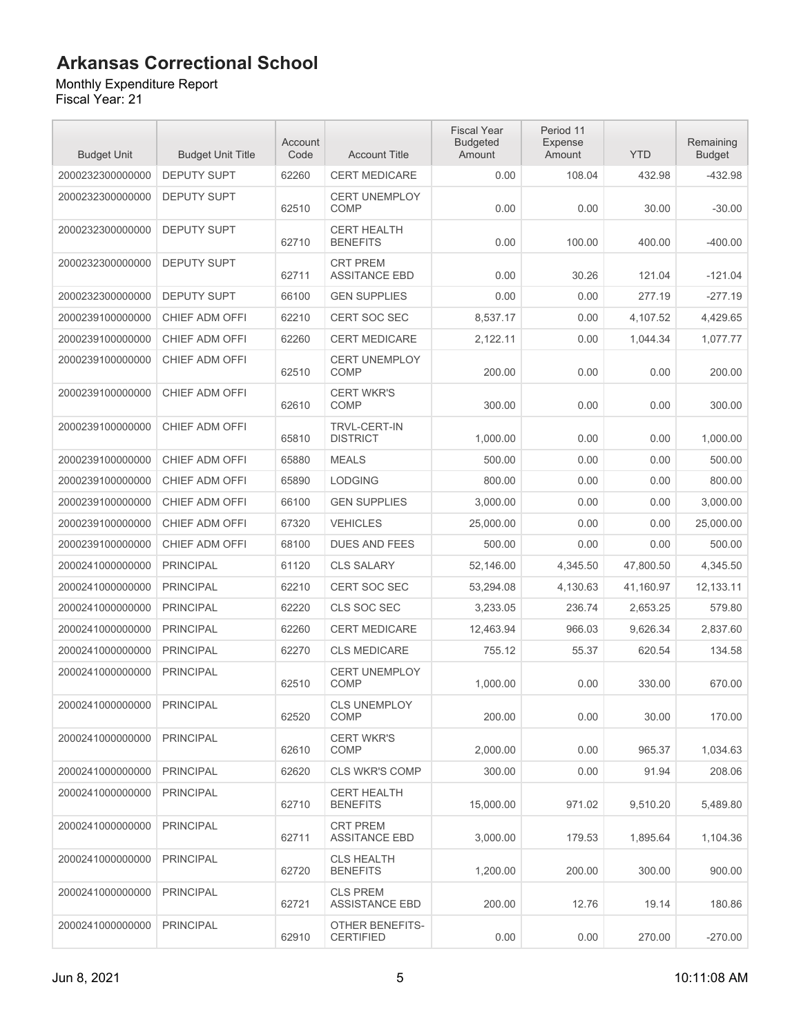# Arkansas Correctional School

Monthly Expenditure Report
Fiscal Year: 21

| Budget Unit | Budget Unit Title | Account Code | Account Title | Fiscal Year Budgeted Amount | Period 11 Expense Amount | YTD | Remaining Budget |
|---|---|---|---|---|---|---|---|
| 2000232300000000 | DEPUTY SUPT | 62260 | CERT MEDICARE | 0.00 | 108.04 | 432.98 | -432.98 |
| 2000232300000000 | DEPUTY SUPT | 62510 | CERT UNEMPLOY COMP | 0.00 | 0.00 | 30.00 | -30.00 |
| 2000232300000000 | DEPUTY SUPT | 62710 | CERT HEALTH BENEFITS | 0.00 | 100.00 | 400.00 | -400.00 |
| 2000232300000000 | DEPUTY SUPT | 62711 | CRT PREM ASSITANCE EBD | 0.00 | 30.26 | 121.04 | -121.04 |
| 2000232300000000 | DEPUTY SUPT | 66100 | GEN SUPPLIES | 0.00 | 0.00 | 277.19 | -277.19 |
| 2000239100000000 | CHIEF ADM OFFI | 62210 | CERT SOC SEC | 8,537.17 | 0.00 | 4,107.52 | 4,429.65 |
| 2000239100000000 | CHIEF ADM OFFI | 62260 | CERT MEDICARE | 2,122.11 | 0.00 | 1,044.34 | 1,077.77 |
| 2000239100000000 | CHIEF ADM OFFI | 62510 | CERT UNEMPLOY COMP | 200.00 | 0.00 | 0.00 | 200.00 |
| 2000239100000000 | CHIEF ADM OFFI | 62610 | CERT WKR'S COMP | 300.00 | 0.00 | 0.00 | 300.00 |
| 2000239100000000 | CHIEF ADM OFFI | 65810 | TRVL-CERT-IN DISTRICT | 1,000.00 | 0.00 | 0.00 | 1,000.00 |
| 2000239100000000 | CHIEF ADM OFFI | 65880 | MEALS | 500.00 | 0.00 | 0.00 | 500.00 |
| 2000239100000000 | CHIEF ADM OFFI | 65890 | LODGING | 800.00 | 0.00 | 0.00 | 800.00 |
| 2000239100000000 | CHIEF ADM OFFI | 66100 | GEN SUPPLIES | 3,000.00 | 0.00 | 0.00 | 3,000.00 |
| 2000239100000000 | CHIEF ADM OFFI | 67320 | VEHICLES | 25,000.00 | 0.00 | 0.00 | 25,000.00 |
| 2000239100000000 | CHIEF ADM OFFI | 68100 | DUES AND FEES | 500.00 | 0.00 | 0.00 | 500.00 |
| 2000241000000000 | PRINCIPAL | 61120 | CLS SALARY | 52,146.00 | 4,345.50 | 47,800.50 | 4,345.50 |
| 2000241000000000 | PRINCIPAL | 62210 | CERT SOC SEC | 53,294.08 | 4,130.63 | 41,160.97 | 12,133.11 |
| 2000241000000000 | PRINCIPAL | 62220 | CLS SOC SEC | 3,233.05 | 236.74 | 2,653.25 | 579.80 |
| 2000241000000000 | PRINCIPAL | 62260 | CERT MEDICARE | 12,463.94 | 966.03 | 9,626.34 | 2,837.60 |
| 2000241000000000 | PRINCIPAL | 62270 | CLS MEDICARE | 755.12 | 55.37 | 620.54 | 134.58 |
| 2000241000000000 | PRINCIPAL | 62510 | CERT UNEMPLOY COMP | 1,000.00 | 0.00 | 330.00 | 670.00 |
| 2000241000000000 | PRINCIPAL | 62520 | CLS UNEMPLOY COMP | 200.00 | 0.00 | 30.00 | 170.00 |
| 2000241000000000 | PRINCIPAL | 62610 | CERT WKR'S COMP | 2,000.00 | 0.00 | 965.37 | 1,034.63 |
| 2000241000000000 | PRINCIPAL | 62620 | CLS WKR'S COMP | 300.00 | 0.00 | 91.94 | 208.06 |
| 2000241000000000 | PRINCIPAL | 62710 | CERT HEALTH BENEFITS | 15,000.00 | 971.02 | 9,510.20 | 5,489.80 |
| 2000241000000000 | PRINCIPAL | 62711 | CRT PREM ASSITANCE EBD | 3,000.00 | 179.53 | 1,895.64 | 1,104.36 |
| 2000241000000000 | PRINCIPAL | 62720 | CLS HEALTH BENEFITS | 1,200.00 | 200.00 | 300.00 | 900.00 |
| 2000241000000000 | PRINCIPAL | 62721 | CLS PREM ASSISTANCE EBD | 200.00 | 12.76 | 19.14 | 180.86 |
| 2000241000000000 | PRINCIPAL | 62910 | OTHER BENEFITS-CERTIFIED | 0.00 | 0.00 | 270.00 | -270.00 |

Jun 8, 2021 10:11:08 AM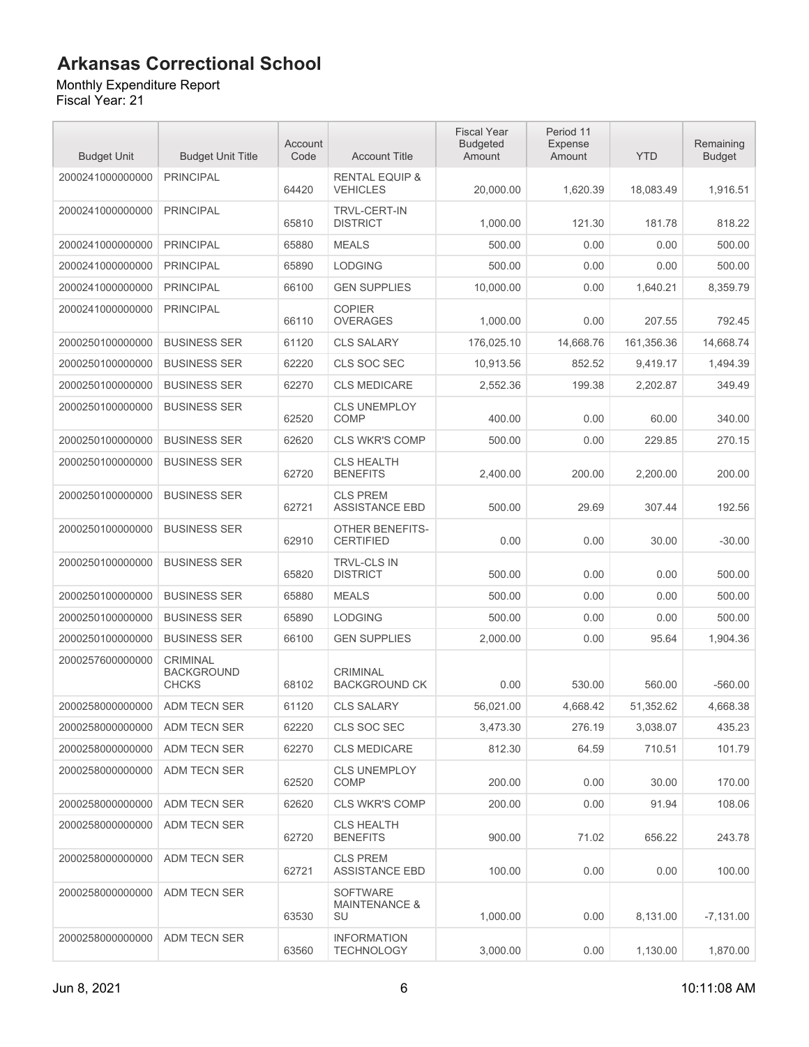# Arkansas Correctional School

Monthly Expenditure Report
Fiscal Year: 21

| Budget Unit | Budget Unit Title | Account Code | Account Title | Fiscal Year Budgeted Amount | Period 11 Expense Amount | YTD | Remaining Budget |
|---|---|---|---|---|---|---|---|
| 2000241000000000 | PRINCIPAL | 64420 | RENTAL EQUIP & VEHICLES | 20,000.00 | 1,620.39 | 18,083.49 | 1,916.51 |
| 2000241000000000 | PRINCIPAL | 65810 | TRVL-CERT-IN DISTRICT | 1,000.00 | 121.30 | 181.78 | 818.22 |
| 2000241000000000 | PRINCIPAL | 65880 | MEALS | 500.00 | 0.00 | 0.00 | 500.00 |
| 2000241000000000 | PRINCIPAL | 65890 | LODGING | 500.00 | 0.00 | 0.00 | 500.00 |
| 2000241000000000 | PRINCIPAL | 66100 | GEN SUPPLIES | 10,000.00 | 0.00 | 1,640.21 | 8,359.79 |
| 2000241000000000 | PRINCIPAL | 66110 | COPIER OVERAGES | 1,000.00 | 0.00 | 207.55 | 792.45 |
| 2000250100000000 | BUSINESS SER | 61120 | CLS SALARY | 176,025.10 | 14,668.76 | 161,356.36 | 14,668.74 |
| 2000250100000000 | BUSINESS SER | 62220 | CLS SOC SEC | 10,913.56 | 852.52 | 9,419.17 | 1,494.39 |
| 2000250100000000 | BUSINESS SER | 62270 | CLS MEDICARE | 2,552.36 | 199.38 | 2,202.87 | 349.49 |
| 2000250100000000 | BUSINESS SER | 62520 | CLS UNEMPLOY COMP | 400.00 | 0.00 | 60.00 | 340.00 |
| 2000250100000000 | BUSINESS SER | 62620 | CLS WKR'S COMP | 500.00 | 0.00 | 229.85 | 270.15 |
| 2000250100000000 | BUSINESS SER | 62720 | CLS HEALTH BENEFITS | 2,400.00 | 200.00 | 2,200.00 | 200.00 |
| 2000250100000000 | BUSINESS SER | 62721 | CLS PREM ASSISTANCE EBD | 500.00 | 29.69 | 307.44 | 192.56 |
| 2000250100000000 | BUSINESS SER | 62910 | OTHER BENEFITS-CERTIFIED | 0.00 | 0.00 | 30.00 | -30.00 |
| 2000250100000000 | BUSINESS SER | 65820 | TRVL-CLS IN DISTRICT | 500.00 | 0.00 | 0.00 | 500.00 |
| 2000250100000000 | BUSINESS SER | 65880 | MEALS | 500.00 | 0.00 | 0.00 | 500.00 |
| 2000250100000000 | BUSINESS SER | 65890 | LODGING | 500.00 | 0.00 | 0.00 | 500.00 |
| 2000250100000000 | BUSINESS SER | 66100 | GEN SUPPLIES | 2,000.00 | 0.00 | 95.64 | 1,904.36 |
| 2000257600000000 | CRIMINAL BACKGROUND CHCKS | 68102 | CRIMINAL BACKGROUND CK | 0.00 | 530.00 | 560.00 | -560.00 |
| 2000258000000000 | ADM TECN SER | 61120 | CLS SALARY | 56,021.00 | 4,668.42 | 51,352.62 | 4,668.38 |
| 2000258000000000 | ADM TECN SER | 62220 | CLS SOC SEC | 3,473.30 | 276.19 | 3,038.07 | 435.23 |
| 2000258000000000 | ADM TECN SER | 62270 | CLS MEDICARE | 812.30 | 64.59 | 710.51 | 101.79 |
| 2000258000000000 | ADM TECN SER | 62520 | CLS UNEMPLOY COMP | 200.00 | 0.00 | 30.00 | 170.00 |
| 2000258000000000 | ADM TECN SER | 62620 | CLS WKR'S COMP | 200.00 | 0.00 | 91.94 | 108.06 |
| 2000258000000000 | ADM TECN SER | 62720 | CLS HEALTH BENEFITS | 900.00 | 71.02 | 656.22 | 243.78 |
| 2000258000000000 | ADM TECN SER | 62721 | CLS PREM ASSISTANCE EBD | 100.00 | 0.00 | 0.00 | 100.00 |
| 2000258000000000 | ADM TECN SER | 63530 | SOFTWARE MAINTENANCE & SU | 1,000.00 | 0.00 | 8,131.00 | -7,131.00 |
| 2000258000000000 | ADM TECN SER | 63560 | INFORMATION TECHNOLOGY | 3,000.00 | 0.00 | 1,130.00 | 1,870.00 |

Jun 8, 2021 10:11:08 AM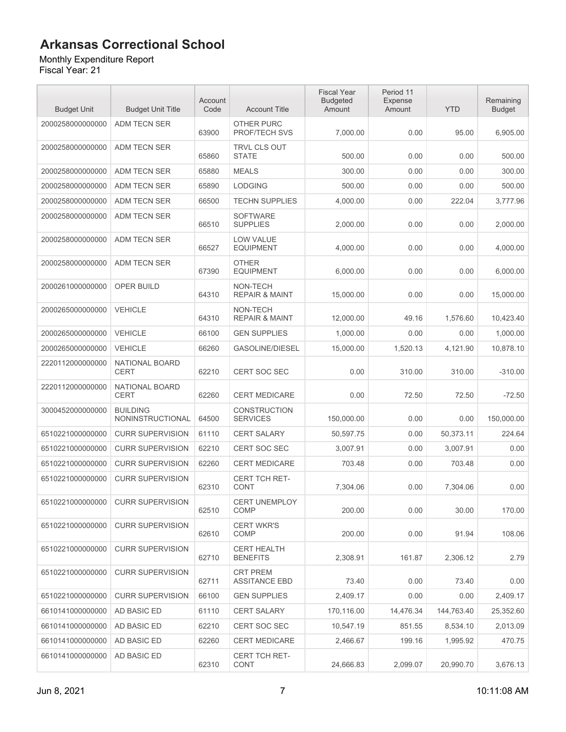# Arkansas Correctional School

Monthly Expenditure Report
Fiscal Year: 21

| Budget Unit | Budget Unit Title | Account Code | Account Title | Fiscal Year Budgeted Amount | Period 11 Expense Amount | YTD | Remaining Budget |
|---|---|---|---|---|---|---|---|
| 2000258000000000 | ADM TECN SER | 63900 | OTHER PURC PROF/TECH SVS | 7,000.00 | 0.00 | 95.00 | 6,905.00 |
| 2000258000000000 | ADM TECN SER | 65860 | TRVL CLS OUT STATE | 500.00 | 0.00 | 0.00 | 500.00 |
| 2000258000000000 | ADM TECN SER | 65880 | MEALS | 300.00 | 0.00 | 0.00 | 300.00 |
| 2000258000000000 | ADM TECN SER | 65890 | LODGING | 500.00 | 0.00 | 0.00 | 500.00 |
| 2000258000000000 | ADM TECN SER | 66500 | TECHN SUPPLIES | 4,000.00 | 0.00 | 222.04 | 3,777.96 |
| 2000258000000000 | ADM TECN SER | 66510 | SOFTWARE SUPPLIES | 2,000.00 | 0.00 | 0.00 | 2,000.00 |
| 2000258000000000 | ADM TECN SER | 66527 | LOW VALUE EQUIPMENT | 4,000.00 | 0.00 | 0.00 | 4,000.00 |
| 2000258000000000 | ADM TECN SER | 67390 | OTHER EQUIPMENT | 6,000.00 | 0.00 | 0.00 | 6,000.00 |
| 2000261000000000 | OPER BUILD | 64310 | NON-TECH REPAIR & MAINT | 15,000.00 | 0.00 | 0.00 | 15,000.00 |
| 2000265000000000 | VEHICLE | 64310 | NON-TECH REPAIR & MAINT | 12,000.00 | 49.16 | 1,576.60 | 10,423.40 |
| 2000265000000000 | VEHICLE | 66100 | GEN SUPPLIES | 1,000.00 | 0.00 | 0.00 | 1,000.00 |
| 2000265000000000 | VEHICLE | 66260 | GASOLINE/DIESEL | 15,000.00 | 1,520.13 | 4,121.90 | 10,878.10 |
| 2220112000000000 | NATIONAL BOARD CERT | 62210 | CERT SOC SEC | 0.00 | 310.00 | 310.00 | -310.00 |
| 2220112000000000 | NATIONAL BOARD CERT | 62260 | CERT MEDICARE | 0.00 | 72.50 | 72.50 | -72.50 |
| 3000452000000000 | BUILDING NONINSTRUCTIONAL | 64500 | CONSTRUCTION SERVICES | 150,000.00 | 0.00 | 0.00 | 150,000.00 |
| 6510221000000000 | CURR SUPERVISION | 61110 | CERT SALARY | 50,597.75 | 0.00 | 50,373.11 | 224.64 |
| 6510221000000000 | CURR SUPERVISION | 62210 | CERT SOC SEC | 3,007.91 | 0.00 | 3,007.91 | 0.00 |
| 6510221000000000 | CURR SUPERVISION | 62260 | CERT MEDICARE | 703.48 | 0.00 | 703.48 | 0.00 |
| 6510221000000000 | CURR SUPERVISION | 62310 | CERT TCH RET-CONT | 7,304.06 | 0.00 | 7,304.06 | 0.00 |
| 6510221000000000 | CURR SUPERVISION | 62510 | CERT UNEMPLOY COMP | 200.00 | 0.00 | 30.00 | 170.00 |
| 6510221000000000 | CURR SUPERVISION | 62610 | CERT WKR'S COMP | 200.00 | 0.00 | 91.94 | 108.06 |
| 6510221000000000 | CURR SUPERVISION | 62710 | CERT HEALTH BENEFITS | 2,308.91 | 161.87 | 2,306.12 | 2.79 |
| 6510221000000000 | CURR SUPERVISION | 62711 | CRT PREM ASSITANCE EBD | 73.40 | 0.00 | 73.40 | 0.00 |
| 6510221000000000 | CURR SUPERVISION | 66100 | GEN SUPPLIES | 2,409.17 | 0.00 | 0.00 | 2,409.17 |
| 6610141000000000 | AD BASIC ED | 61110 | CERT SALARY | 170,116.00 | 14,476.34 | 144,763.40 | 25,352.60 |
| 6610141000000000 | AD BASIC ED | 62210 | CERT SOC SEC | 10,547.19 | 851.55 | 8,534.10 | 2,013.09 |
| 6610141000000000 | AD BASIC ED | 62260 | CERT MEDICARE | 2,466.67 | 199.16 | 1,995.92 | 470.75 |
| 6610141000000000 | AD BASIC ED | 62310 | CERT TCH RET-CONT | 24,666.83 | 2,099.07 | 20,990.70 | 3,676.13 |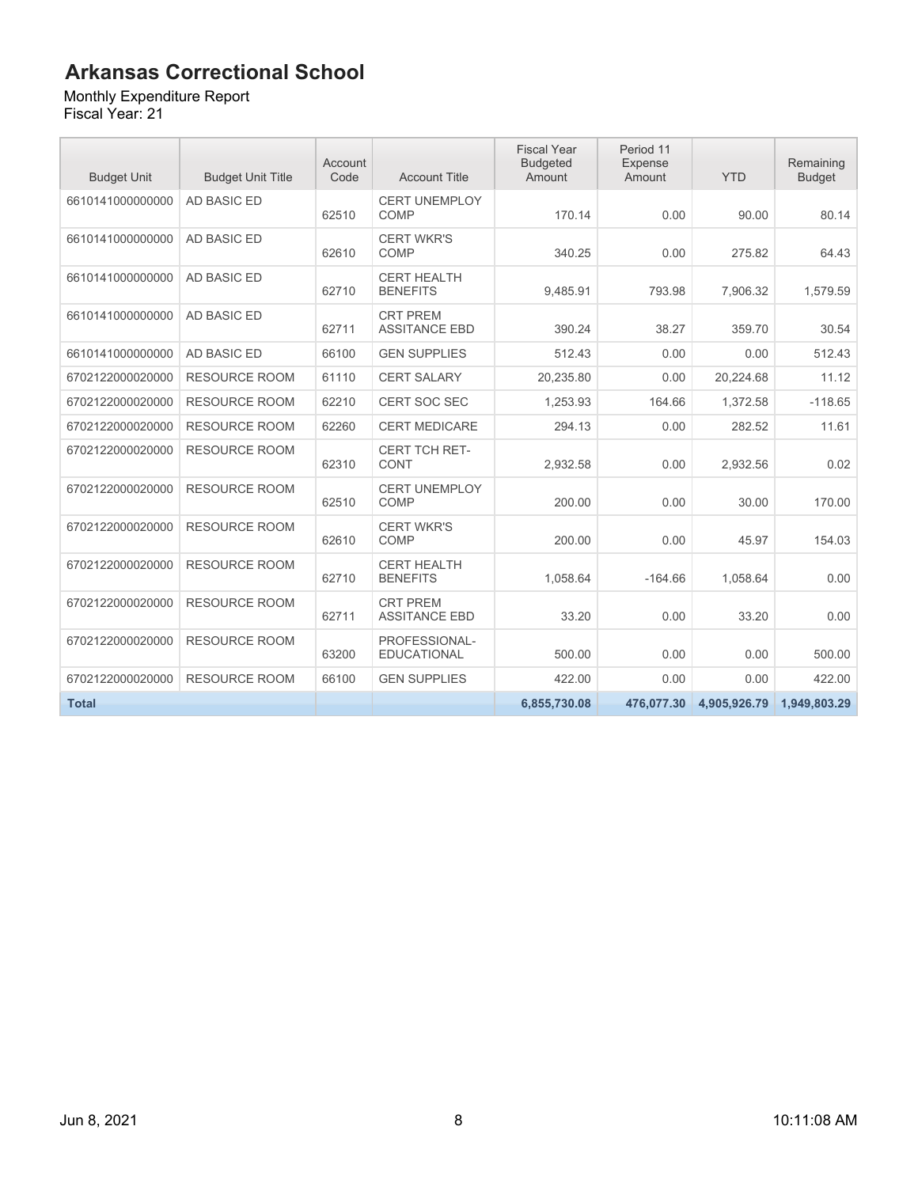# Arkansas Correctional School

Monthly Expenditure Report
Fiscal Year: 21

| Budget Unit | Budget Unit Title | Account Code | Account Title | Fiscal Year Budgeted Amount | Period 11 Expense Amount | YTD | Remaining Budget |
|---|---|---|---|---|---|---|---|
| 6610141000000000 | AD BASIC ED | 62510 | CERT UNEMPLOY COMP | 170.14 | 0.00 | 90.00 | 80.14 |
| 6610141000000000 | AD BASIC ED | 62610 | CERT WKR'S COMP | 340.25 | 0.00 | 275.82 | 64.43 |
| 6610141000000000 | AD BASIC ED | 62710 | CERT HEALTH BENEFITS | 9,485.91 | 793.98 | 7,906.32 | 1,579.59 |
| 6610141000000000 | AD BASIC ED | 62711 | CRT PREM ASSITANCE EBD | 390.24 | 38.27 | 359.70 | 30.54 |
| 6610141000000000 | AD BASIC ED | 66100 | GEN SUPPLIES | 512.43 | 0.00 | 0.00 | 512.43 |
| 6702122000020000 | RESOURCE ROOM | 61110 | CERT SALARY | 20,235.80 | 0.00 | 20,224.68 | 11.12 |
| 6702122000020000 | RESOURCE ROOM | 62210 | CERT SOC SEC | 1,253.93 | 164.66 | 1,372.58 | -118.65 |
| 6702122000020000 | RESOURCE ROOM | 62260 | CERT MEDICARE | 294.13 | 0.00 | 282.52 | 11.61 |
| 6702122000020000 | RESOURCE ROOM | 62310 | CERT TCH RET-CONT | 2,932.58 | 0.00 | 2,932.56 | 0.02 |
| 6702122000020000 | RESOURCE ROOM | 62510 | CERT UNEMPLOY COMP | 200.00 | 0.00 | 30.00 | 170.00 |
| 6702122000020000 | RESOURCE ROOM | 62610 | CERT WKR'S COMP | 200.00 | 0.00 | 45.97 | 154.03 |
| 6702122000020000 | RESOURCE ROOM | 62710 | CERT HEALTH BENEFITS | 1,058.64 | -164.66 | 1,058.64 | 0.00 |
| 6702122000020000 | RESOURCE ROOM | 62711 | CRT PREM ASSITANCE EBD | 33.20 | 0.00 | 33.20 | 0.00 |
| 6702122000020000 | RESOURCE ROOM | 63200 | PROFESSIONAL-EDUCATIONAL | 500.00 | 0.00 | 0.00 | 500.00 |
| 6702122000020000 | RESOURCE ROOM | 66100 | GEN SUPPLIES | 422.00 | 0.00 | 0.00 | 422.00 |
| **Total** | | | | **6,855,730.08** | **476,077.30** | **4,905,926.79** | **1,949,803.29** |